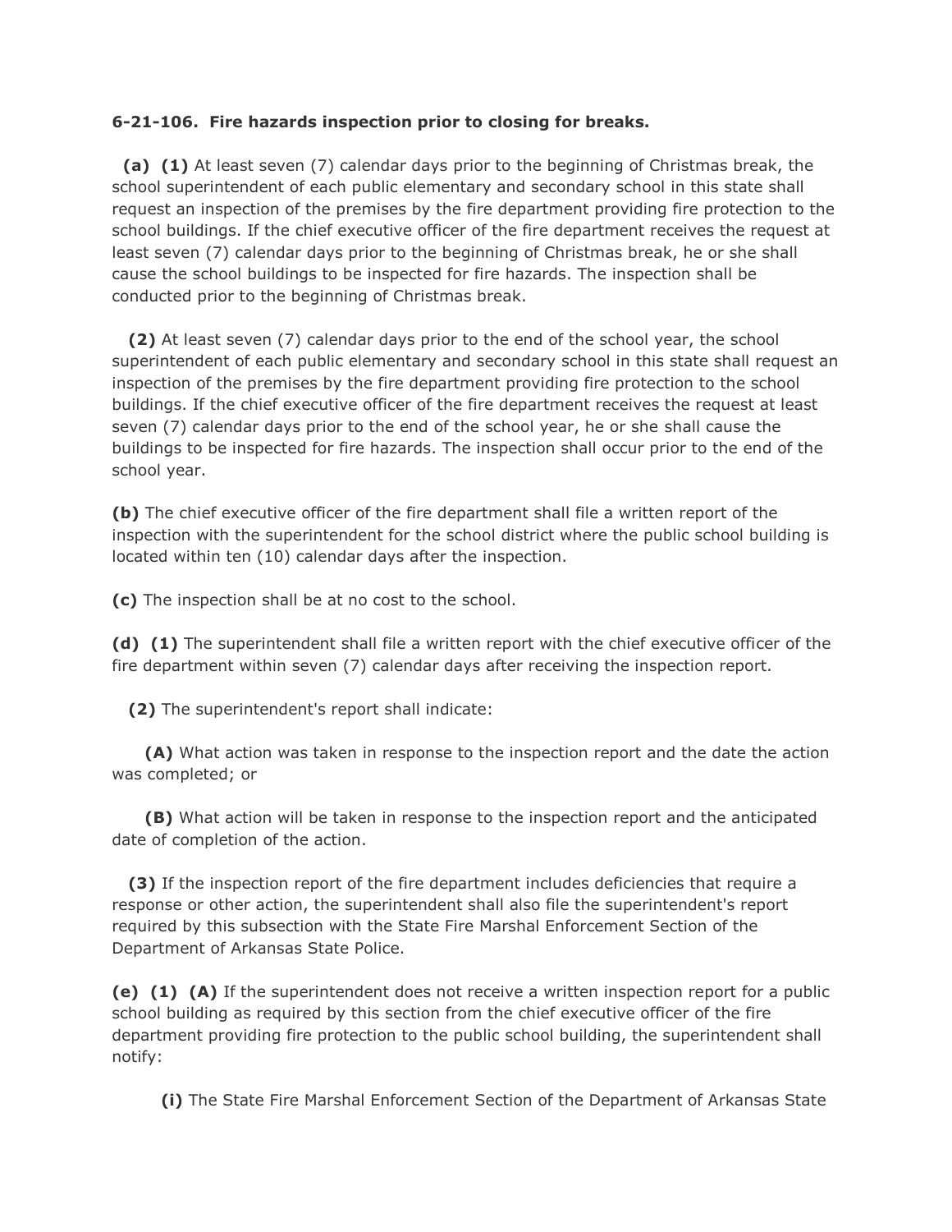**6-21-106. Fire hazards inspection prior to closing for breaks.**

**(a) (1)** At least seven (7) calendar days prior to the beginning of Christmas break, the school superintendent of each public elementary and secondary school in this state shall request an inspection of the premises by the fire department providing fire protection to the school buildings. If the chief executive officer of the fire department receives the request at least seven (7) calendar days prior to the beginning of Christmas break, he or she shall cause the school buildings to be inspected for fire hazards. The inspection shall be conducted prior to the beginning of Christmas break.

**(2)** At least seven (7) calendar days prior to the end of the school year, the school superintendent of each public elementary and secondary school in this state shall request an inspection of the premises by the fire department providing fire protection to the school buildings. If the chief executive officer of the fire department receives the request at least seven (7) calendar days prior to the end of the school year, he or she shall cause the buildings to be inspected for fire hazards. The inspection shall occur prior to the end of the school year.

**(b)** The chief executive officer of the fire department shall file a written report of the inspection with the superintendent for the school district where the public school building is located within ten (10) calendar days after the inspection.

**(c)** The inspection shall be at no cost to the school.

**(d) (1)** The superintendent shall file a written report with the chief executive officer of the fire department within seven (7) calendar days after receiving the inspection report.

**(2)** The superintendent's report shall indicate:

**(A)** What action was taken in response to the inspection report and the date the action was completed; or

**(B)** What action will be taken in response to the inspection report and the anticipated date of completion of the action.

**(3)** If the inspection report of the fire department includes deficiencies that require a response or other action, the superintendent shall also file the superintendent's report required by this subsection with the State Fire Marshal Enforcement Section of the Department of Arkansas State Police.

**(e) (1) (A)** If the superintendent does not receive a written inspection report for a public school building as required by this section from the chief executive officer of the fire department providing fire protection to the public school building, the superintendent shall notify:

**(i)** The State Fire Marshal Enforcement Section of the Department of Arkansas State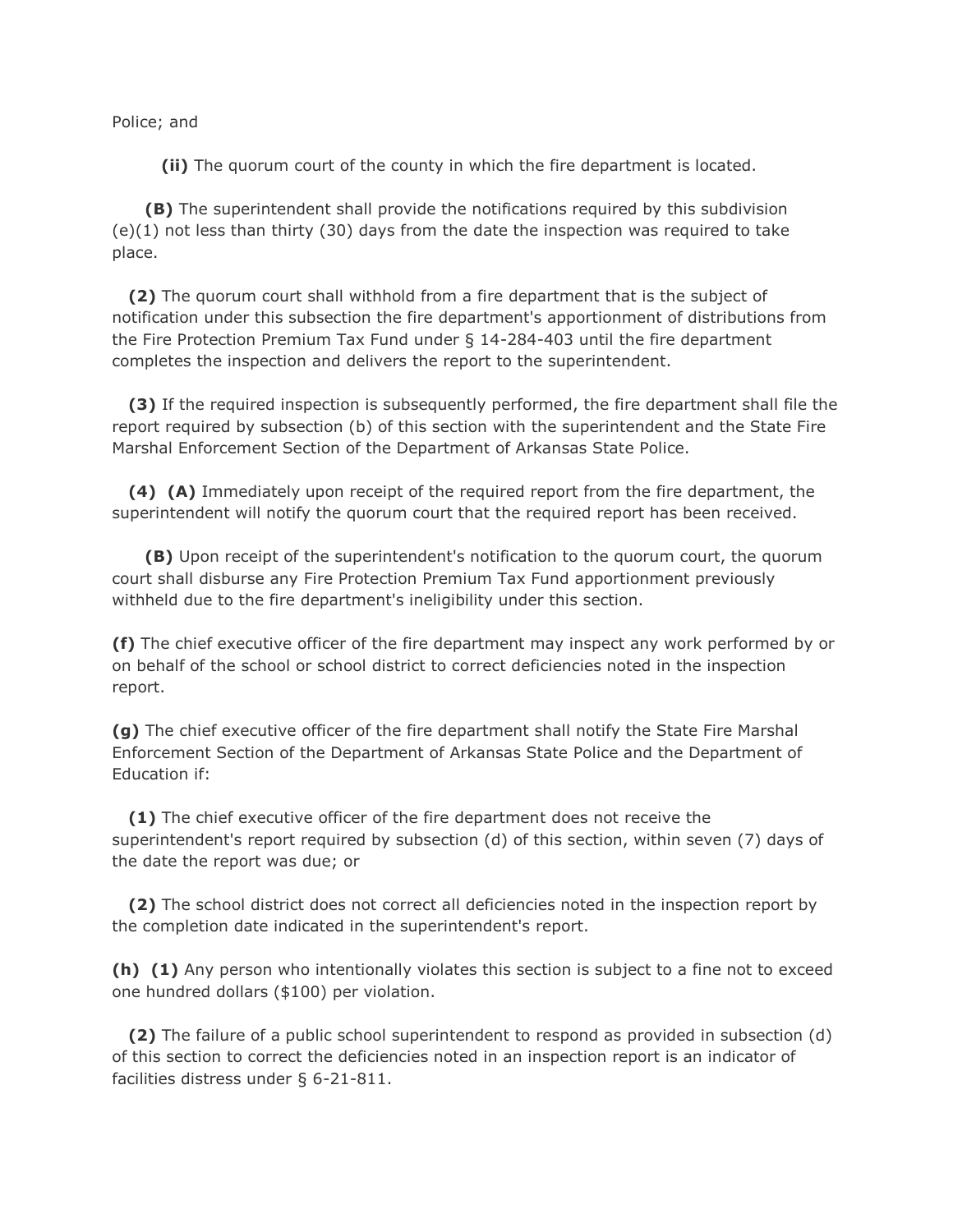Police; and

**(ii)** The quorum court of the county in which the fire department is located.

**(B)** The superintendent shall provide the notifications required by this subdivision (e)(1) not less than thirty (30) days from the date the inspection was required to take place.

**(2)** The quorum court shall withhold from a fire department that is the subject of notification under this subsection the fire department's apportionment of distributions from the Fire Protection Premium Tax Fund under § 14-284-403 until the fire department completes the inspection and delivers the report to the superintendent.

**(3)** If the required inspection is subsequently performed, the fire department shall file the report required by subsection (b) of this section with the superintendent and the State Fire Marshal Enforcement Section of the Department of Arkansas State Police.

**(4)** **(A)** Immediately upon receipt of the required report from the fire department, the superintendent will notify the quorum court that the required report has been received.

**(B)** Upon receipt of the superintendent's notification to the quorum court, the quorum court shall disburse any Fire Protection Premium Tax Fund apportionment previously withheld due to the fire department's ineligibility under this section.

**(f)** The chief executive officer of the fire department may inspect any work performed by or on behalf of the school or school district to correct deficiencies noted in the inspection report.

**(g)** The chief executive officer of the fire department shall notify the State Fire Marshal Enforcement Section of the Department of Arkansas State Police and the Department of Education if:

**(1)** The chief executive officer of the fire department does not receive the superintendent's report required by subsection (d) of this section, within seven (7) days of the date the report was due; or

**(2)** The school district does not correct all deficiencies noted in the inspection report by the completion date indicated in the superintendent's report.

**(h)** **(1)** Any person who intentionally violates this section is subject to a fine not to exceed one hundred dollars ($100) per violation.

**(2)** The failure of a public school superintendent to respond as provided in subsection (d) of this section to correct the deficiencies noted in an inspection report is an indicator of facilities distress under § 6-21-811.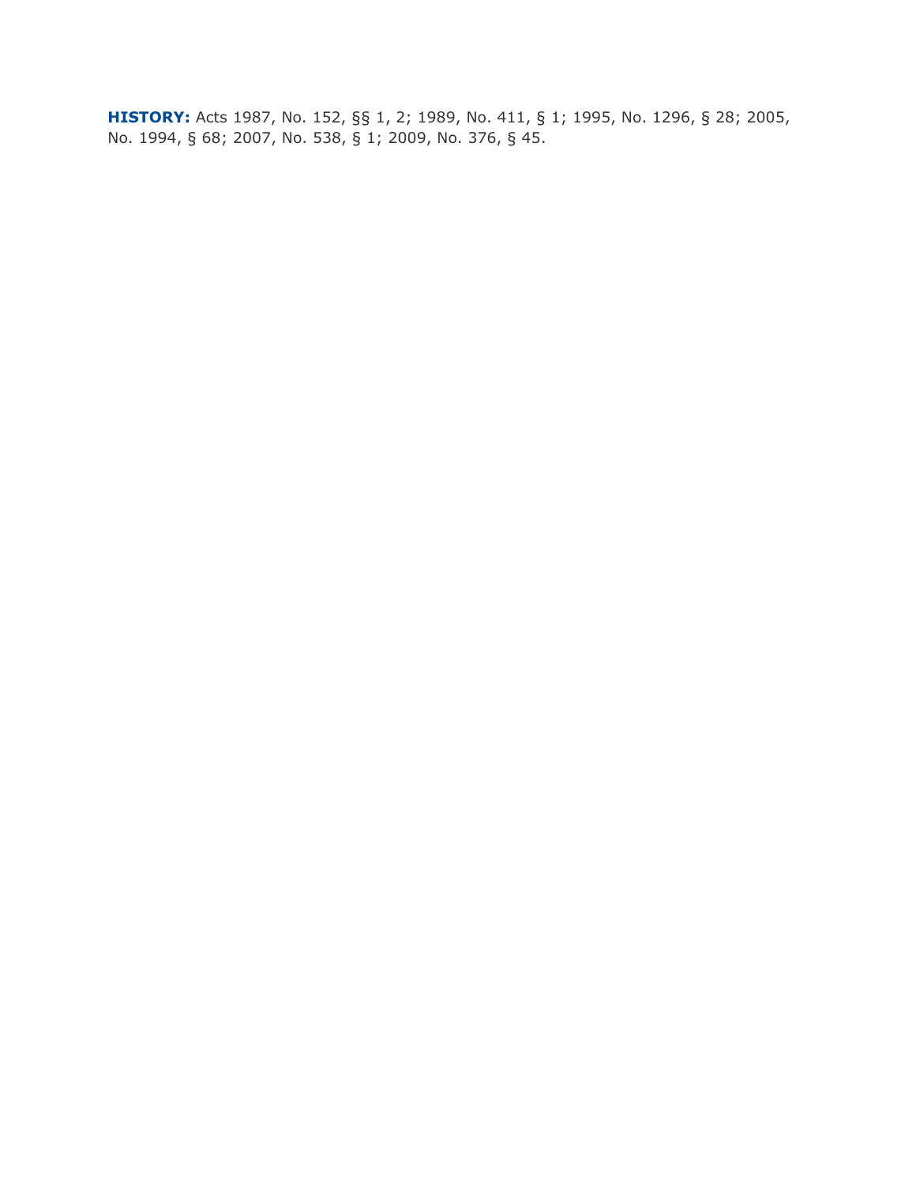**HISTORY:** Acts 1987, No. 152, §§ 1, 2; 1989, No. 411, § 1; 1995, No. 1296, § 28; 2005, No. 1994, § 68; 2007, No. 538, § 1; 2009, No. 376, § 45.